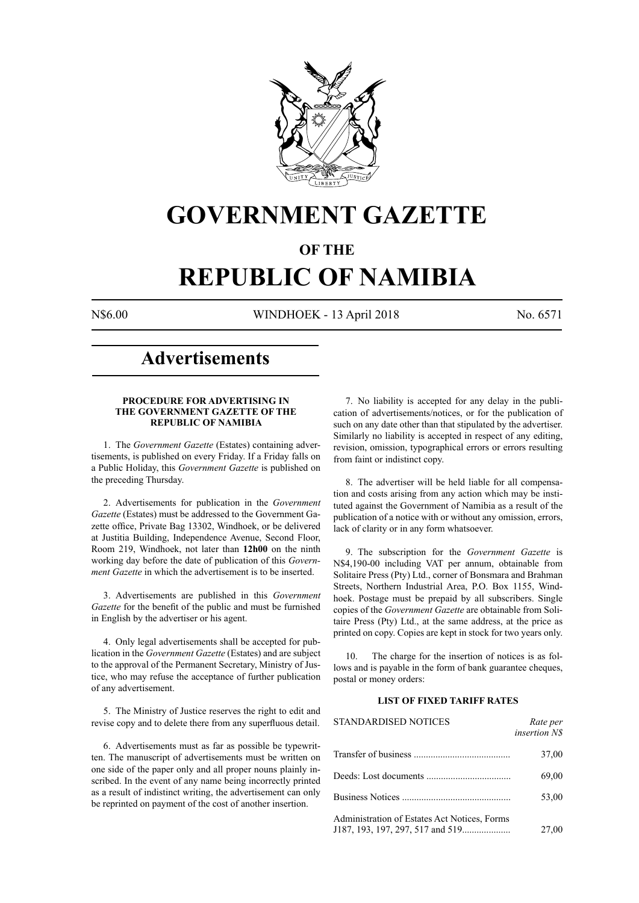# GOVERNMENT GAZETTE

## OF THE

# REPUBLIC OF NAMIBIA

N$6.00 WINDHOEK - 13 April 2018 No. 6571

# Advertisements

### PROCEDURE FOR ADVERTISING IN THE GOVERNMENT GAZETTE OF THE REPUBLIC OF NAMIBIA

1. The *Government Gazette* (Estates) containing advertisements, is published on every Friday. If a Friday falls on a Public Holiday, this *Government Gazette* is published on the preceding Thursday.

2. Advertisements for publication in the *Government Gazette* (Estates) must be addressed to the Government Gazette office, Private Bag 13302, Windhoek, or be delivered at Justitia Building, Independence Avenue, Second Floor, Room 219, Windhoek, not later than **12h00** on the ninth working day before the date of publication of this *Government Gazette* in which the advertisement is to be inserted.

3. Advertisements are published in this *Government Gazette* for the benefit of the public and must be furnished in English by the advertiser or his agent.

4. Only legal advertisements shall be accepted for publication in the *Government Gazette* (Estates) and are subject to the approval of the Permanent Secretary, Ministry of Justice, who may refuse the acceptance of further publication of any advertisement.

5. The Ministry of Justice reserves the right to edit and revise copy and to delete there from any superfluous detail.

6. Advertisements must as far as possible be typewritten. The manuscript of advertisements must be written on one side of the paper only and all proper nouns plainly inscribed. In the event of any name being incorrectly printed as a result of indistinct writing, the advertisement can only be reprinted on payment of the cost of another insertion.

7. No liability is accepted for any delay in the publication of advertisements/notices, or for the publication of such on any date other than that stipulated by the advertiser. Similarly no liability is accepted in respect of any editing, revision, omission, typographical errors or errors resulting from faint or indistinct copy.

8. The advertiser will be held liable for all compensation and costs arising from any action which may be instituted against the Government of Namibia as a result of the publication of a notice with or without any omission, errors, lack of clarity or in any form whatsoever.

9. The subscription for the *Government Gazette* is N$4,190-00 including VAT per annum, obtainable from Solitaire Press (Pty) Ltd., corner of Bonsmara and Brahman Streets, Northern Industrial Area, P.O. Box 1155, Windhoek. Postage must be prepaid by all subscribers. Single copies of the *Government Gazette* are obtainable from Solitaire Press (Pty) Ltd., at the same address, at the price as printed on copy. Copies are kept in stock for two years only.

10. The charge for the insertion of notices is as follows and is payable in the form of bank guarantee cheques, postal or money orders:

### LIST OF FIXED TARIFF RATES

| STANDARDISED NOTICES | *Rate per insertion N$* |
|---|---|
| Transfer of business | 37,00 |
| Deeds: Lost documents | 69,00 |
| Business Notices | 53,00 |
| Administration of Estates Act Notices, Forms J187, 193, 197, 297, 517 and 519 | 27,00 |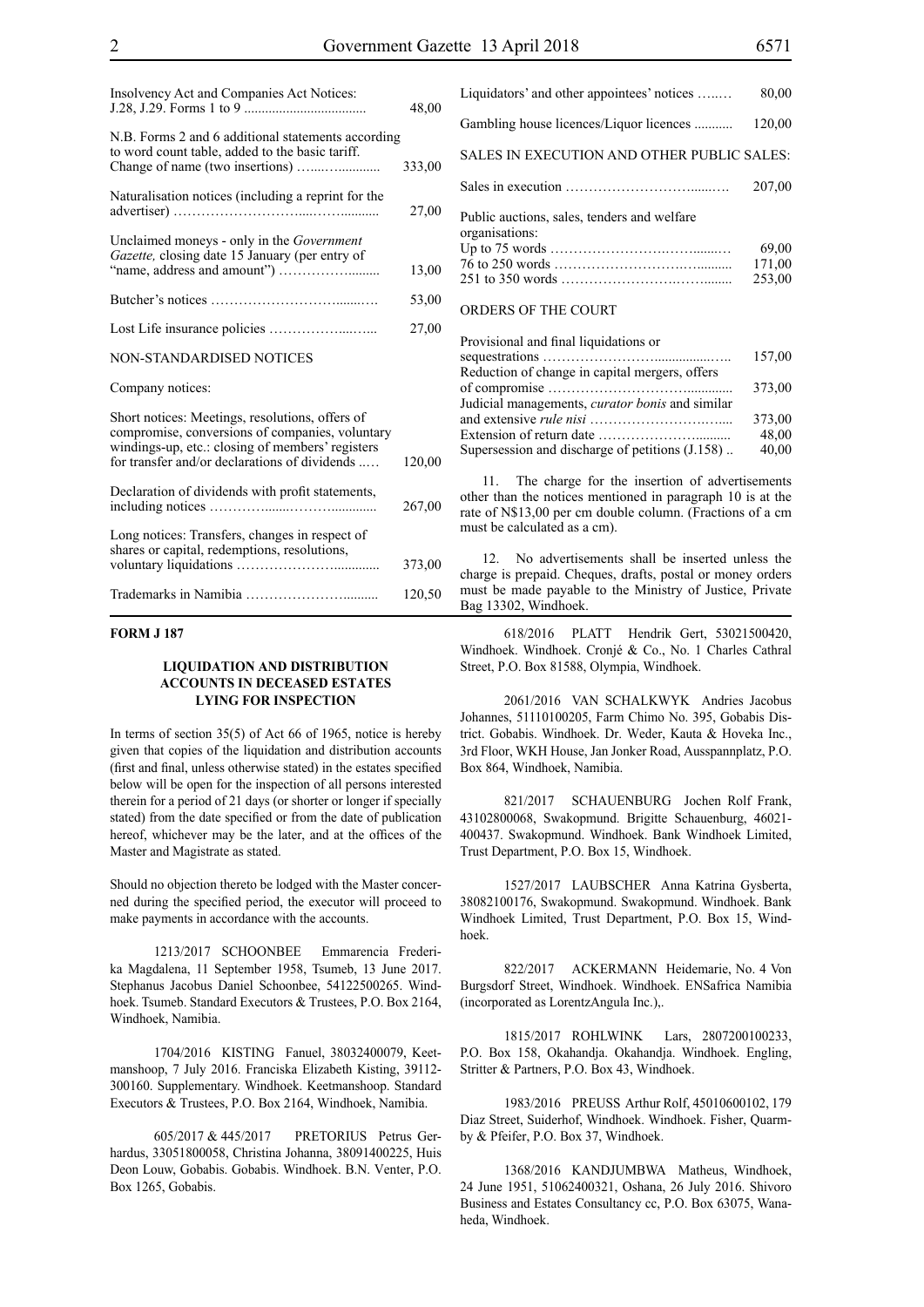| | |
|---|---|
| Insolvency Act and Companies Act Notices: J.28, J.29. Forms 1 to 9 | 48,00 |
| N.B. Forms 2 and 6 additional statements according to word count table, added to the basic tariff. Change of name (two insertions) | 333,00 |
| Naturalisation notices (including a reprint for the advertiser) | 27,00 |
| Unclaimed moneys - only in the *Government Gazette,* closing date 15 January (per entry of "name, address and amount") | 13,00 |
| Butcher's notices | 53,00 |
| Lost Life insurance policies | 27,00 |
| NON-STANDARDISED NOTICES | |
| Company notices: | |
| Short notices: Meetings, resolutions, offers of compromise, conversions of companies, voluntary windings-up, etc.: closing of members' registers for transfer and/or declarations of dividends | 120,00 |
| Declaration of dividends with profit statements, including notices | 267,00 |
| Long notices: Transfers, changes in respect of shares or capital, redemptions, resolutions, voluntary liquidations | 373,00 |
| Trademarks in Namibia | 120,50 |
| Liquidators' and other appointees' notices | 80,00 |
| Gambling house licences/Liquor licences | 120,00 |
| SALES IN EXECUTION AND OTHER PUBLIC SALES: | |
| Sales in execution | 207,00 |
| Public auctions, sales, tenders and welfare organisations: | |
| Up to 75 words | 69,00 |
| 76 to 250 words | 171,00 |
| 251 to 350 words | 253,00 |
| ORDERS OF THE COURT | |
| Provisional and final liquidations or sequestrations | 157,00 |
| Reduction of change in capital mergers, offers of compromise | 373,00 |
| Judicial managements, *curator bonis* and similar and extensive *rule nisi* | 373,00 |
| Extension of return date | 48,00 |
| Supersession and discharge of petitions (J.158) | 40,00 |

11. The charge for the insertion of advertisements other than the notices mentioned in paragraph 10 is at the rate of N$13,00 per cm double column. (Fractions of a cm must be calculated as a cm).

12. No advertisements shall be inserted unless the charge is prepaid. Cheques, drafts, postal or money orders must be made payable to the Ministry of Justice, Private Bag 13302, Windhoek.

**FORM J 187**

### LIQUIDATION AND DISTRIBUTION ACCOUNTS IN DECEASED ESTATES LYING FOR INSPECTION

In terms of section 35(5) of Act 66 of 1965, notice is hereby given that copies of the liquidation and distribution accounts (first and final, unless otherwise stated) in the estates specified below will be open for the inspection of all persons interested therein for a period of 21 days (or shorter or longer if specially stated) from the date specified or from the date of publication hereof, whichever may be the later, and at the offices of the Master and Magistrate as stated.

Should no objection thereto be lodged with the Master concerned during the specified period, the executor will proceed to make payments in accordance with the accounts.

1213/2017 SCHOONBEE Emmarencia Frederika Magdalena, 11 September 1958, Tsumeb, 13 June 2017. Stephanus Jacobus Daniel Schoonbee, 54122500265. Windhoek. Tsumeb. Standard Executors & Trustees, P.O. Box 2164, Windhoek, Namibia.

1704/2016 KISTING Fanuel, 38032400079, Keetmanshoop, 7 July 2016. Franciska Elizabeth Kisting, 39112-300160. Supplementary. Windhoek. Keetmanshoop. Standard Executors & Trustees, P.O. Box 2164, Windhoek, Namibia.

605/2017 & 445/2017 PRETORIUS Petrus Gerhardus, 33051800058, Christina Johanna, 38091400225, Huis Deon Louw, Gobabis. Gobabis. Windhoek. B.N. Venter, P.O. Box 1265, Gobabis.

618/2016 PLATT Hendrik Gert, 53021500420, Windhoek. Windhoek. Cronjé & Co., No. 1 Charles Cathral Street, P.O. Box 81588, Olympia, Windhoek.

2061/2016 VAN SCHALKWYK Andries Jacobus Johannes, 51110100205, Farm Chimo No. 395, Gobabis District. Gobabis. Windhoek. Dr. Weder, Kauta & Hoveka Inc., 3rd Floor, WKH House, Jan Jonker Road, Ausspannplatz, P.O. Box 864, Windhoek, Namibia.

821/2017 SCHAUENBURG Jochen Rolf Frank, 43102800068, Swakopmund. Brigitte Schauenburg, 46021-400437. Swakopmund. Windhoek. Bank Windhoek Limited, Trust Department, P.O. Box 15, Windhoek.

1527/2017 LAUBSCHER Anna Katrina Gysberta, 38082100176, Swakopmund. Swakopmund. Windhoek. Bank Windhoek Limited, Trust Department, P.O. Box 15, Windhoek.

822/2017 ACKERMANN Heidemarie, No. 4 Von Burgsdorf Street, Windhoek. Windhoek. ENSafrica Namibia (incorporated as LorentzAngula Inc.),.

1815/2017 ROHLWINK Lars, 2807200100233, P.O. Box 158, Okahandja. Okahandja. Windhoek. Engling, Stritter & Partners, P.O. Box 43, Windhoek.

1983/2016 PREUSS Arthur Rolf, 45010600102, 179 Diaz Street, Suiderhof, Windhoek. Windhoek. Fisher, Quarmby & Pfeifer, P.O. Box 37, Windhoek.

1368/2016 KANDJUMBWA Matheus, Windhoek, 24 June 1951, 51062400321, Oshana, 26 July 2016. Shivoro Business and Estates Consultancy cc, P.O. Box 63075, Wanaheda, Windhoek.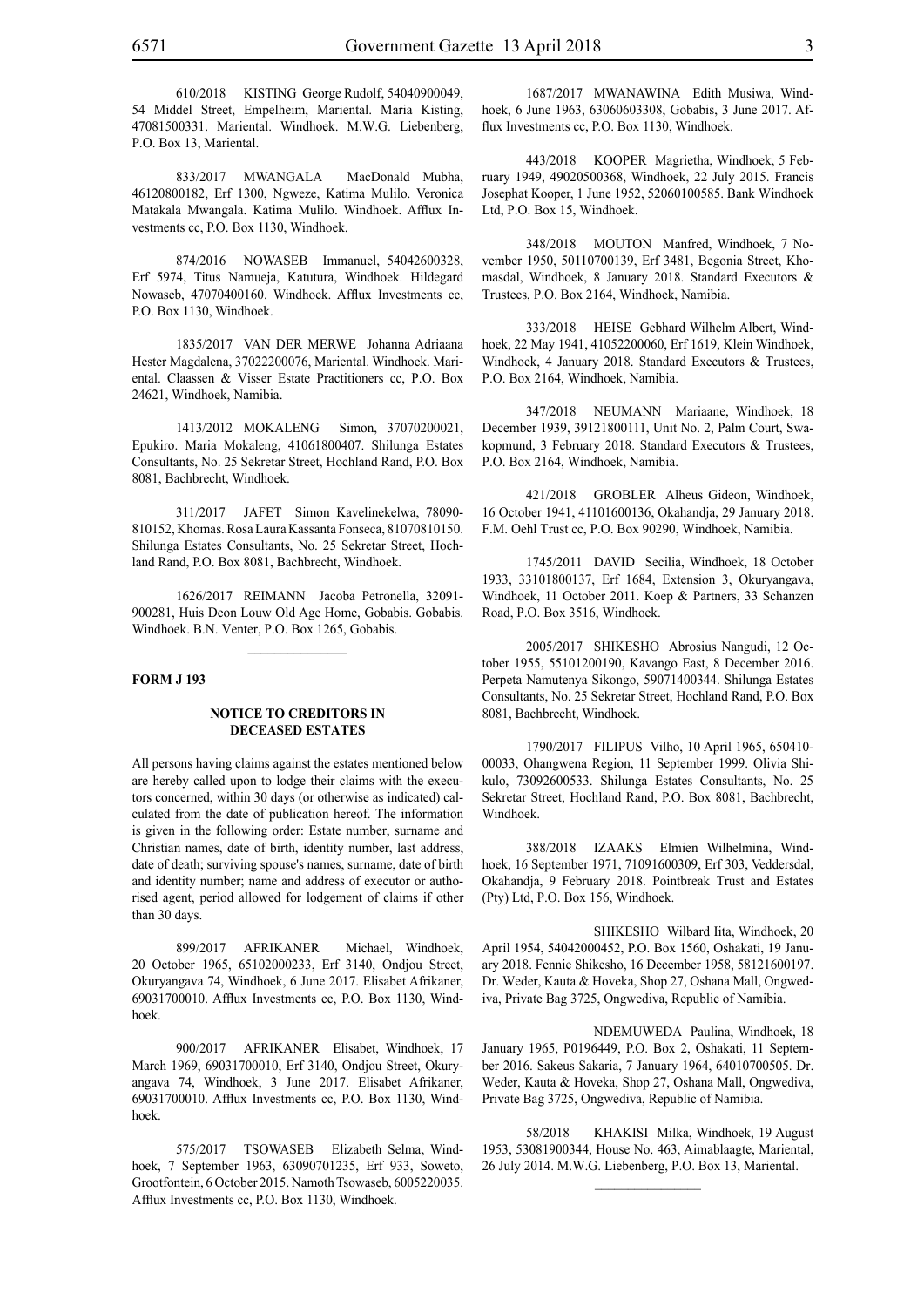610/2018 KISTING George Rudolf, 54040900049, 54 Middel Street, Empelheim, Mariental. Maria Kisting, 47081500331. Mariental. Windhoek. M.W.G. Liebenberg, P.O. Box 13, Mariental.

833/2017 MWANGALA MacDonald Mubha, 46120800182, Erf 1300, Ngweze, Katima Mulilo. Veronica Matakala Mwangala. Katima Mulilo. Windhoek. Afflux Investments cc, P.O. Box 1130, Windhoek.

874/2016 NOWASEB Immanuel, 54042600328, Erf 5974, Titus Namueja, Katutura, Windhoek. Hildegard Nowaseb, 47070400160. Windhoek. Afflux Investments cc, P.O. Box 1130, Windhoek.

1835/2017 VAN DER MERWE Johanna Adriaana Hester Magdalena, 37022200076, Mariental. Windhoek. Mariental. Claassen & Visser Estate Practitioners cc, P.O. Box 24621, Windhoek, Namibia.

1413/2012 MOKALENG Simon, 37070200021, Epukiro. Maria Mokaleng, 41061800407. Shilunga Estates Consultants, No. 25 Sekretar Street, Hochland Rand, P.O. Box 8081, Bachbrecht, Windhoek.

311/2017 JAFET Simon Kavelinekelwa, 78090-810152, Khomas. Rosa Laura Kassanta Fonseca, 81070810150. Shilunga Estates Consultants, No. 25 Sekretar Street, Hochland Rand, P.O. Box 8081, Bachbrecht, Windhoek.

1626/2017 REIMANN Jacoba Petronella, 32091-900281, Huis Deon Louw Old Age Home, Gobabis. Gobabis. Windhoek. B.N. Venter, P.O. Box 1265, Gobabis.

**FORM J 193**

**NOTICE TO CREDITORS IN DECEASED ESTATES**

All persons having claims against the estates mentioned below are hereby called upon to lodge their claims with the executors concerned, within 30 days (or otherwise as indicated) calculated from the date of publication hereof. The information is given in the following order: Estate number, surname and Christian names, date of birth, identity number, last address, date of death; surviving spouse's names, surname, date of birth and identity number; name and address of executor or authorised agent, period allowed for lodgement of claims if other than 30 days.

899/2017 AFRIKANER Michael, Windhoek, 20 October 1965, 65102000233, Erf 3140, Ondjou Street, Okuryangava 74, Windhoek, 6 June 2017. Elisabet Afrikaner, 69031700010. Afflux Investments cc, P.O. Box 1130, Windhoek.

900/2017 AFRIKANER Elisabet, Windhoek, 17 March 1969, 69031700010, Erf 3140, Ondjou Street, Okuryangava 74, Windhoek, 3 June 2017. Elisabet Afrikaner, 69031700010. Afflux Investments cc, P.O. Box 1130, Windhoek.

575/2017 TSOWASEB Elizabeth Selma, Windhoek, 7 September 1963, 63090701235, Erf 933, Soweto, Grootfontein, 6 October 2015. Namoth Tsowaseb, 6005220035. Afflux Investments cc, P.O. Box 1130, Windhoek.

1687/2017 MWANAWINA Edith Musiwa, Windhoek, 6 June 1963, 63060603308, Gobabis, 3 June 2017. Afflux Investments cc, P.O. Box 1130, Windhoek.

443/2018 KOOPER Magrietha, Windhoek, 5 February 1949, 49020500368, Windhoek, 22 July 2015. Francis Josephat Kooper, 1 June 1952, 52060100585. Bank Windhoek Ltd, P.O. Box 15, Windhoek.

348/2018 MOUTON Manfred, Windhoek, 7 November 1950, 50110700139, Erf 3481, Begonia Street, Khomasdal, Windhoek, 8 January 2018. Standard Executors & Trustees, P.O. Box 2164, Windhoek, Namibia.

333/2018 HEISE Gebhard Wilhelm Albert, Windhoek, 22 May 1941, 41052200060, Erf 1619, Klein Windhoek, Windhoek, 4 January 2018. Standard Executors & Trustees, P.O. Box 2164, Windhoek, Namibia.

347/2018 NEUMANN Mariaane, Windhoek, 18 December 1939, 39121800111, Unit No. 2, Palm Court, Swakopmund, 3 February 2018. Standard Executors & Trustees, P.O. Box 2164, Windhoek, Namibia.

421/2018 GROBLER Alheus Gideon, Windhoek, 16 October 1941, 41101600136, Okahandja, 29 January 2018. F.M. Oehl Trust cc, P.O. Box 90290, Windhoek, Namibia.

1745/2011 DAVID Secilia, Windhoek, 18 October 1933, 33101800137, Erf 1684, Extension 3, Okuryangava, Windhoek, 11 October 2011. Koep & Partners, 33 Schanzen Road, P.O. Box 3516, Windhoek.

2005/2017 SHIKESHO Abrosius Nangudi, 12 October 1955, 55101200190, Kavango East, 8 December 2016. Perpeta Namutenya Sikongo, 59071400344. Shilunga Estates Consultants, No. 25 Sekretar Street, Hochland Rand, P.O. Box 8081, Bachbrecht, Windhoek.

1790/2017 FILIPUS Vilho, 10 April 1965, 650410-00033, Ohangwena Region, 11 September 1999. Olivia Shikulo, 73092600533. Shilunga Estates Consultants, No. 25 Sekretar Street, Hochland Rand, P.O. Box 8081, Bachbrecht, Windhoek.

388/2018 IZAAKS Elmien Wilhelmina, Windhoek, 16 September 1971, 71091600309, Erf 303, Veddersdal, Okahandja, 9 February 2018. Pointbreak Trust and Estates (Pty) Ltd, P.O. Box 156, Windhoek.

SHIKESHO Wilbard Iita, Windhoek, 20 April 1954, 54042000452, P.O. Box 1560, Oshakati, 19 January 2018. Fennie Shikesho, 16 December 1958, 58121600197. Dr. Weder, Kauta & Hoveka, Shop 27, Oshana Mall, Ongwediva, Private Bag 3725, Ongwediva, Republic of Namibia.

NDEMUWEDA Paulina, Windhoek, 18 January 1965, P0196449, P.O. Box 2, Oshakati, 11 September 2016. Sakeus Sakaria, 7 January 1964, 64010700505. Dr. Weder, Kauta & Hoveka, Shop 27, Oshana Mall, Ongwediva, Private Bag 3725, Ongwediva, Republic of Namibia.

58/2018 KHAKISI Milka, Windhoek, 19 August 1953, 53081900344, House No. 463, Aimablaagte, Mariental, 26 July 2014. M.W.G. Liebenberg, P.O. Box 13, Mariental.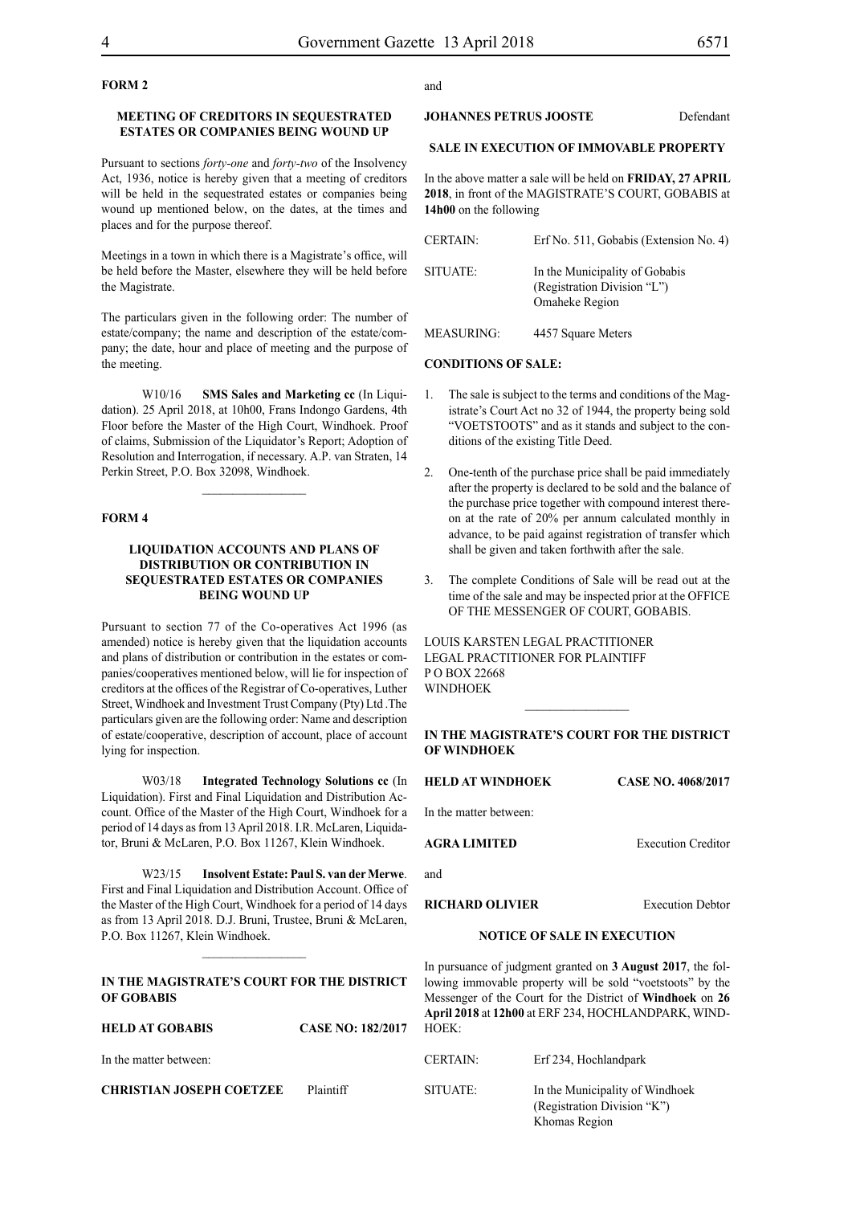**FORM 2**

**MEETING OF CREDITORS IN SEQUESTRATED ESTATES OR COMPANIES BEING WOUND UP**

Pursuant to sections *forty-one* and *forty-two* of the Insolvency Act, 1936, notice is hereby given that a meeting of creditors will be held in the sequestrated estates or companies being wound up mentioned below, on the dates, at the times and places and for the purpose thereof.

Meetings in a town in which there is a Magistrate's office, will be held before the Master, elsewhere they will be held before the Magistrate.

The particulars given in the following order: The number of estate/company; the name and description of the estate/company; the date, hour and place of meeting and the purpose of the meeting.

W10/16 **SMS Sales and Marketing cc** (In Liquidation). 25 April 2018, at 10h00, Frans Indongo Gardens, 4th Floor before the Master of the High Court, Windhoek. Proof of claims, Submission of the Liquidator's Report; Adoption of Resolution and Interrogation, if necessary. A.P. van Straten, 14 Perkin Street, P.O. Box 32098, Windhoek.

________________

**FORM 4**

**LIQUIDATION ACCOUNTS AND PLANS OF DISTRIBUTION OR CONTRIBUTION IN SEQUESTRATED ESTATES OR COMPANIES BEING WOUND UP**

Pursuant to section 77 of the Co-operatives Act 1996 (as amended) notice is hereby given that the liquidation accounts and plans of distribution or contribution in the estates or companies/cooperatives mentioned below, will lie for inspection of creditors at the offices of the Registrar of Co-operatives, Luther Street, Windhoek and Investment Trust Company (Pty) Ltd .The particulars given are the following order: Name and description of estate/cooperative, description of account, place of account lying for inspection.

W03/18 **Integrated Technology Solutions cc** (In Liquidation). First and Final Liquidation and Distribution Account. Office of the Master of the High Court, Windhoek for a period of 14 days as from 13 April 2018. I.R. McLaren, Liquidator, Bruni & McLaren, P.O. Box 11267, Klein Windhoek.

W23/15 **Insolvent Estate: Paul S. van der Merwe**. First and Final Liquidation and Distribution Account. Office of the Master of the High Court, Windhoek for a period of 14 days as from 13 April 2018. D.J. Bruni, Trustee, Bruni & McLaren, P.O. Box 11267, Klein Windhoek.

________________

**IN THE MAGISTRATE'S COURT FOR THE DISTRICT OF GOBABIS**

**HELD AT GOBABIS** **CASE NO: 182/2017**

In the matter between:

**CHRISTIAN JOSEPH COETZEE** Plaintiff

and

**JOHANNES PETRUS JOOSTE** Defendant

**SALE IN EXECUTION OF IMMOVABLE PROPERTY**

In the above matter a sale will be held on **FRIDAY, 27 APRIL 2018**, in front of the MAGISTRATE'S COURT, GOBABIS at **14h00** on the following

| | |
|---|---|
| CERTAIN: | Erf No. 511, Gobabis (Extension No. 4) |
| SITUATE: | In the Municipality of Gobabis (Registration Division "L") Omaheke Region |
| MEASURING: | 4457 Square Meters |

**CONDITIONS OF SALE:**

1. The sale is subject to the terms and conditions of the Magistrate's Court Act no 32 of 1944, the property being sold "VOETSTOOTS" and as it stands and subject to the conditions of the existing Title Deed.

2. One-tenth of the purchase price shall be paid immediately after the property is declared to be sold and the balance of the purchase price together with compound interest thereon at the rate of 20% per annum calculated monthly in advance, to be paid against registration of transfer which shall be given and taken forthwith after the sale.

3. The complete Conditions of Sale will be read out at the time of the sale and may be inspected prior at the OFFICE OF THE MESSENGER OF COURT, GOBABIS.

LOUIS KARSTEN LEGAL PRACTITIONER
LEGAL PRACTITIONER FOR PLAINTIFF
P O BOX 22668
WINDHOEK

________________

**IN THE MAGISTRATE'S COURT FOR THE DISTRICT OF WINDHOEK**

**HELD AT WINDHOEK** **CASE NO. 4068/2017**

In the matter between:

**AGRA LIMITED** Execution Creditor

and

**RICHARD OLIVIER** Execution Debtor

**NOTICE OF SALE IN EXECUTION**

In pursuance of judgment granted on **3 August 2017**, the following immovable property will be sold "voetstoots" by the Messenger of the Court for the District of **Windhoek** on **26 April 2018** at **12h00** at ERF 234, HOCHLANDPARK, WINDHOEK:

| | |
|---|---|
| CERTAIN: | Erf 234, Hochlandpark |
| SITUATE: | In the Municipality of Windhoek (Registration Division "K") Khomas Region |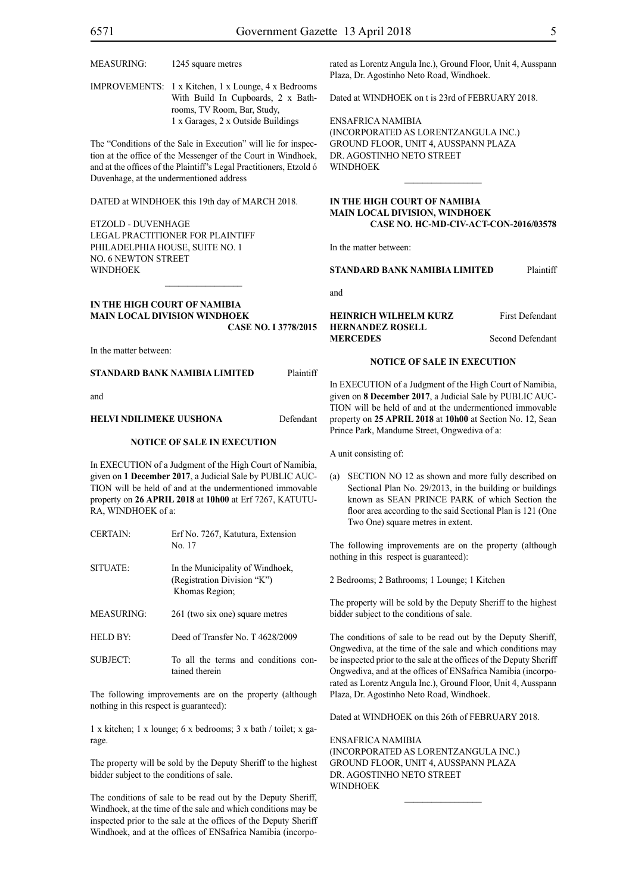| | |
|---|---|
| MEASURING: | 1245 square metres |
| IMPROVEMENTS: | 1 x Kitchen, 1 x Lounge, 4 x Bedrooms With Build In Cupboards, 2 x Bathrooms, TV Room, Bar, Study, 1 x Garages, 2 x Outside Buildings |

The "Conditions of the Sale in Execution" will lie for inspection at the office of the Messenger of the Court in Windhoek, and at the offices of the Plaintiff's Legal Practitioners, Etzold ó Duvenhage, at the undermentioned address

DATED at WINDHOEK this 19th day of MARCH 2018.

ETZOLD - DUVENHAGE
LEGAL PRACTITIONER FOR PLAINTIFF
PHILADELPHIA HOUSE, SUITE NO. 1
NO. 6 NEWTON STREET
WINDHOEK

---

**IN THE HIGH COURT OF NAMIBIA**
**MAIN LOCAL DIVISION WINDHOEK**
**CASE NO. I 3778/2015**

In the matter between:

**STANDARD BANK NAMIBIA LIMITED** Plaintiff

and

**HELVI NDILIMEKE UUSHONA** Defendant

**NOTICE OF SALE IN EXECUTION**

In EXECUTION of a Judgment of the High Court of Namibia, given on **1 December 2017**, a Judicial Sale by PUBLIC AUCTION will be held of and at the undermentioned immovable property on **26 APRIL 2018** at **10h00** at Erf 7267, KATUTURA, WINDHOEK of a:

| | |
|---|---|
| CERTAIN: | Erf No. 7267, Katutura, Extension No. 17 |
| SITUATE: | In the Municipality of Windhoek, (Registration Division "K") Khomas Region; |
| MEASURING: | 261 (two six one) square metres |
| HELD BY: | Deed of Transfer No. T 4628/2009 |
| SUBJECT: | To all the terms and conditions contained therein |

The following improvements are on the property (although nothing in this respect is guaranteed):

1 x kitchen; 1 x lounge; 6 x bedrooms; 3 x bath / toilet; x garage.

The property will be sold by the Deputy Sheriff to the highest bidder subject to the conditions of sale.

The conditions of sale to be read out by the Deputy Sheriff, Windhoek, at the time of the sale and which conditions may be inspected prior to the sale at the offices of the Deputy Sheriff Windhoek, and at the offices of ENSafrica Namibia (incorporated as Lorentz Angula Inc.), Ground Floor, Unit 4, Ausspann Plaza, Dr. Agostinho Neto Road, Windhoek.

Dated at WINDHOEK on t is 23rd of FEBRUARY 2018.

ENSAFRICA NAMIBIA
(INCORPORATED AS LORENTZANGULA INC.)
GROUND FLOOR, UNIT 4, AUSSPANN PLAZA
DR. AGOSTINHO NETO STREET
WINDHOEK

---

**IN THE HIGH COURT OF NAMIBIA**
**MAIN LOCAL DIVISION, WINDHOEK**
**CASE NO. HC-MD-CIV-ACT-CON-2016/03578**

In the matter between:

**STANDARD BANK NAMIBIA LIMITED** Plaintiff

and

**HEINRICH WILHELM KURZ** First Defendant
**HERNANDEZ ROSELL MERCEDES** Second Defendant

**NOTICE OF SALE IN EXECUTION**

In EXECUTION of a Judgment of the High Court of Namibia, given on **8 December 2017**, a Judicial Sale by PUBLIC AUCTION will be held of and at the undermentioned immovable property on **25 APRIL 2018** at **10h00** at Section No. 12, Sean Prince Park, Mandume Street, Ongwediva of a:

A unit consisting of:

(a) SECTION NO 12 as shown and more fully described on Sectional Plan No. 29/2013, in the building or buildings known as SEAN PRINCE PARK of which Section the floor area according to the said Sectional Plan is 121 (One Two One) square metres in extent.

The following improvements are on the property (although nothing in this respect is guaranteed):

2 Bedrooms; 2 Bathrooms; 1 Lounge; 1 Kitchen

The property will be sold by the Deputy Sheriff to the highest bidder subject to the conditions of sale.

The conditions of sale to be read out by the Deputy Sheriff, Ongwediva, at the time of the sale and which conditions may be inspected prior to the sale at the offices of the Deputy Sheriff Ongwediva, and at the offices of ENSafrica Namibia (incorporated as Lorentz Angula Inc.), Ground Floor, Unit 4, Ausspann Plaza, Dr. Agostinho Neto Road, Windhoek.

Dated at WINDHOEK on this 26th of FEBRUARY 2018.

ENSAFRICA NAMIBIA
(INCORPORATED AS LORENTZANGULA INC.)
GROUND FLOOR, UNIT 4, AUSSPANN PLAZA
DR. AGOSTINHO NETO STREET
WINDHOEK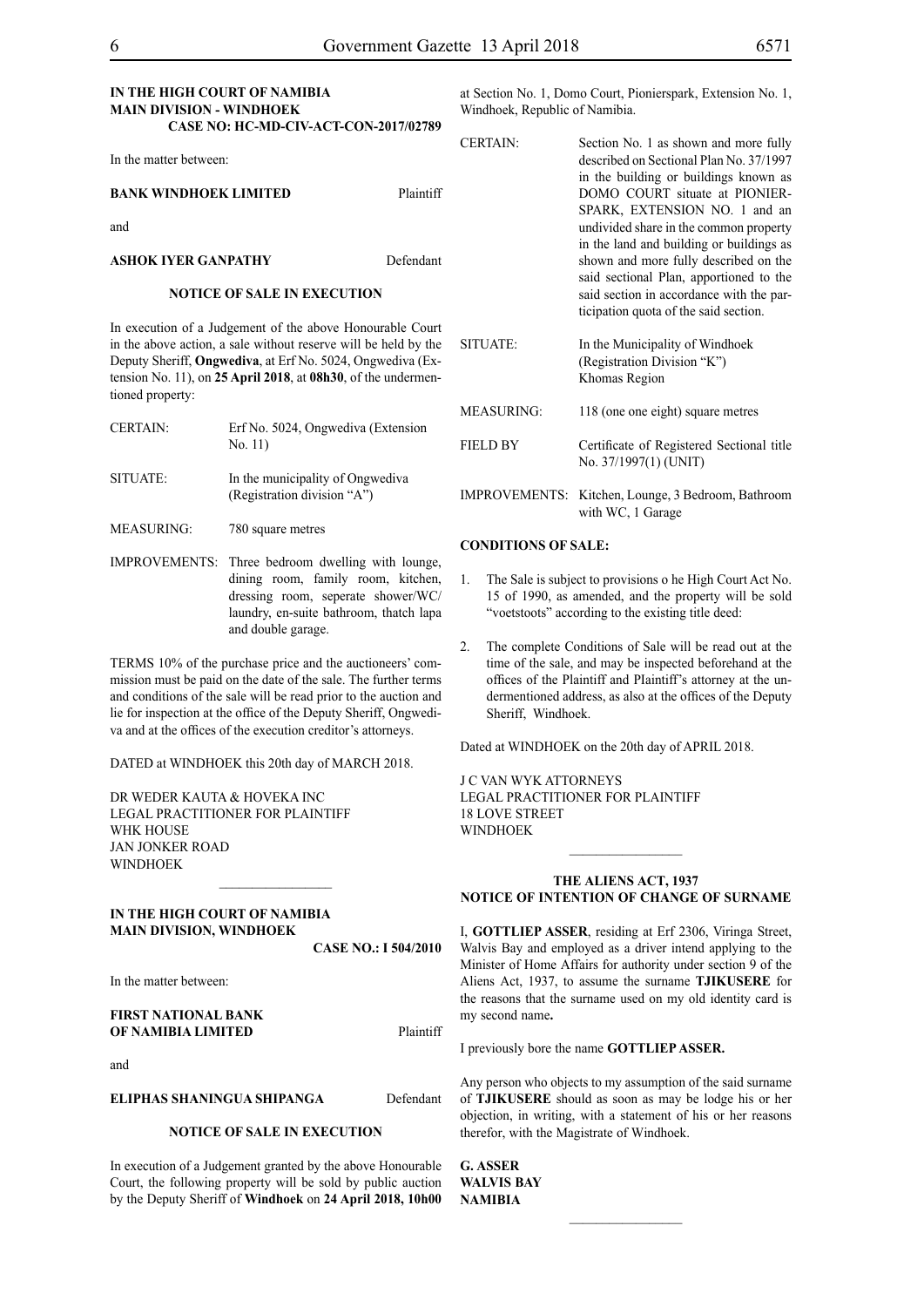**IN THE HIGH COURT OF NAMIBIA**
**MAIN DIVISION - WINDHOEK**
**CASE NO: HC-MD-CIV-ACT-CON-2017/02789**

In the matter between:

**BANK WINDHOEK LIMITED** Plaintiff

and

**ASHOK IYER GANPATHY** Defendant

**NOTICE OF SALE IN EXECUTION**

In execution of a Judgement of the above Honourable Court in the above action, a sale without reserve will be held by the Deputy Sheriff, **Ongwediva**, at Erf No. 5024, Ongwediva (Extension No. 11), on **25 April 2018**, at **08h30**, of the undermentioned property:

| | |
|---|---|
| CERTAIN: | Erf No. 5024, Ongwediva (Extension No. 11) |
| SITUATE: | In the municipality of Ongwediva (Registration division "A") |
| MEASURING: | 780 square metres |
| IMPROVEMENTS: | Three bedroom dwelling with lounge, dining room, family room, kitchen, dressing room, seperate shower/WC/laundry, en-suite bathroom, thatch lapa and double garage. |

TERMS 10% of the purchase price and the auctioneers' commission must be paid on the date of the sale. The further terms and conditions of the sale will be read prior to the auction and lie for inspection at the office of the Deputy Sheriff, Ongwediva and at the offices of the execution creditor's attorneys.

DATED at WINDHOEK this 20th day of MARCH 2018.

DR WEDER KAUTA & HOVEKA INC
LEGAL PRACTITIONER FOR PLAINTIFF
WHK HOUSE
JAN JONKER ROAD
WINDHOEK

---

**IN THE HIGH COURT OF NAMIBIA**
**MAIN DIVISION, WINDHOEK**
**CASE NO.: I 504/2010**

In the matter between:

**FIRST NATIONAL BANK OF NAMIBIA LIMITED** Plaintiff

and

**ELIPHAS SHANINGUA SHIPANGA** Defendant

**NOTICE OF SALE IN EXECUTION**

In execution of a Judgement granted by the above Honourable Court, the following property will be sold by public auction by the Deputy Sheriff of **Windhoek** on **24 April 2018, 10h00** at Section No. 1, Domo Court, Pionierspark, Extension No. 1, Windhoek, Republic of Namibia.

| | |
|---|---|
| CERTAIN: | Section No. 1 as shown and more fully described on Sectional Plan No. 37/1997 in the building or buildings known as DOMO COURT situate at PIONIERSPARK, EXTENSION NO. 1 and an undivided share in the common property in the land and building or buildings as shown and more fully described on the said sectional Plan, apportioned to the said section in accordance with the participation quota of the said section. |
| SITUATE: | In the Municipality of Windhoek (Registration Division "K") Khomas Region |
| MEASURING: | 118 (one one eight) square metres |
| FIELD BY | Certificate of Registered Sectional title No. 37/1997(1) (UNIT) |
| IMPROVEMENTS: | Kitchen, Lounge, 3 Bedroom, Bathroom with WC, 1 Garage |

**CONDITIONS OF SALE:**

1. The Sale is subject to provisions o he High Court Act No. 15 of 1990, as amended, and the property will be sold "voetstoots" according to the existing title deed:
2. The complete Conditions of Sale will be read out at the time of the sale, and may be inspected beforehand at the offices of the Plaintiff and Plaintiff's attorney at the undermentioned address, as also at the offices of the Deputy Sheriff, Windhoek.

Dated at WINDHOEK on the 20th day of APRIL 2018.

J C VAN WYK ATTORNEYS
LEGAL PRACTITIONER FOR PLAINTIFF
18 LOVE STREET
WINDHOEK

---

**THE ALIENS ACT, 1937**
**NOTICE OF INTENTION OF CHANGE OF SURNAME**

I, **GOTTLIEP ASSER**, residing at Erf 2306, Viringa Street, Walvis Bay and employed as a driver intend applying to the Minister of Home Affairs for authority under section 9 of the Aliens Act, 1937, to assume the surname **TJIKUSERE** for the reasons that the surname used on my old identity card is my second name**.**

I previously bore the name **GOTTLIEP ASSER.**

Any person who objects to my assumption of the said surname of **TJIKUSERE** should as soon as may be lodge his or her objection, in writing, with a statement of his or her reasons therefor, with the Magistrate of Windhoek.

**G. ASSER**
**WALVIS BAY**
**NAMIBIA**

---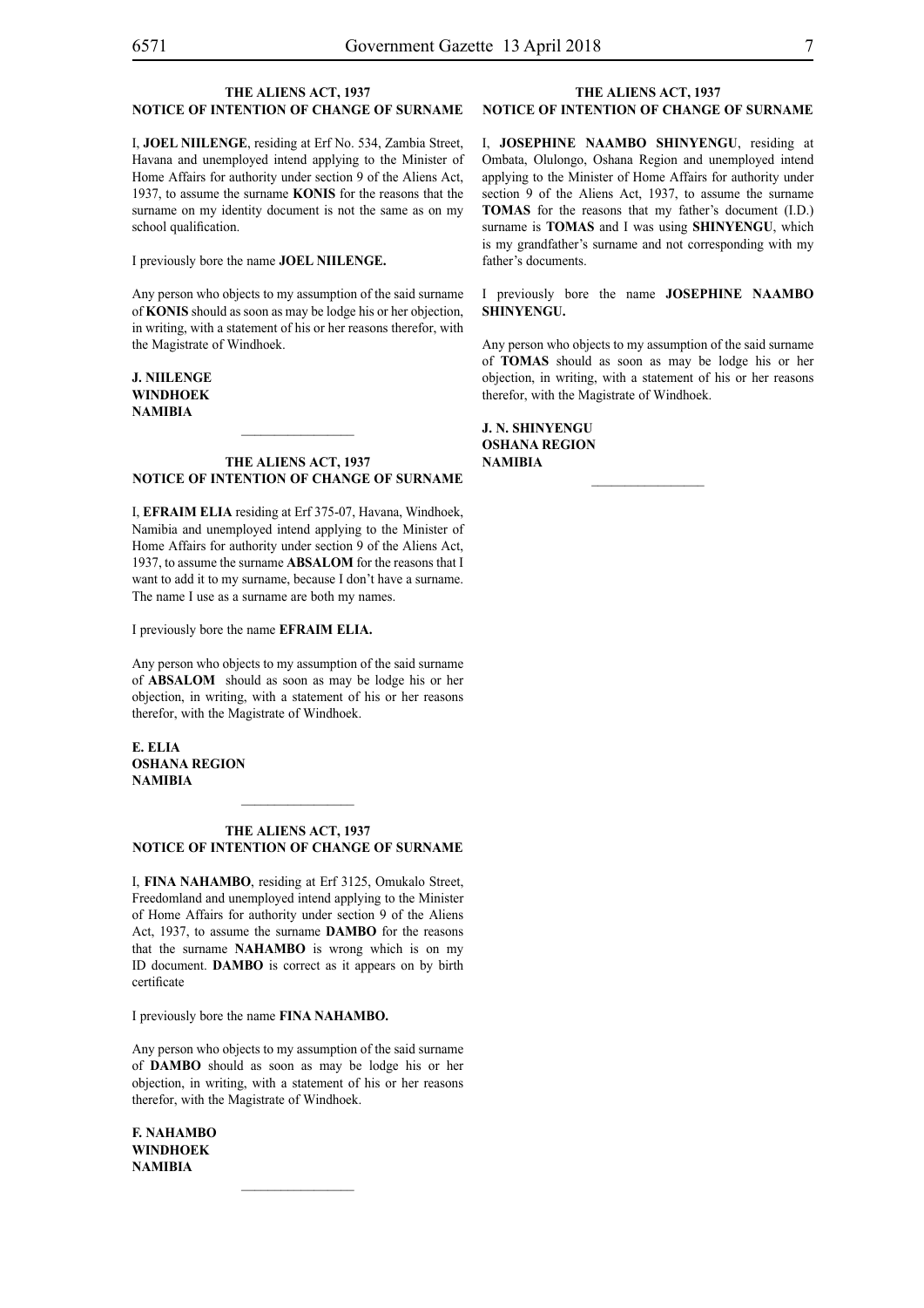## THE ALIENS ACT, 1937
## NOTICE OF INTENTION OF CHANGE OF SURNAME

I, **JOEL NIILENGE**, residing at Erf No. 534, Zambia Street, Havana and unemployed intend applying to the Minister of Home Affairs for authority under section 9 of the Aliens Act, 1937, to assume the surname **KONIS** for the reasons that the surname on my identity document is not the same as on my school qualification.

I previously bore the name **JOEL NIILENGE.**

Any person who objects to my assumption of the said surname of **KONIS** should as soon as may be lodge his or her objection, in writing, with a statement of his or her reasons therefor, with the Magistrate of Windhoek.

**J. NIILENGE**
**WINDHOEK**
**NAMIBIA**

---

## THE ALIENS ACT, 1937
## NOTICE OF INTENTION OF CHANGE OF SURNAME

I, **EFRAIM ELIA** residing at Erf 375-07, Havana, Windhoek, Namibia and unemployed intend applying to the Minister of Home Affairs for authority under section 9 of the Aliens Act, 1937, to assume the surname **ABSALOM** for the reasons that I want to add it to my surname, because I don't have a surname. The name I use as a surname are both my names.

I previously bore the name **EFRAIM ELIA.**

Any person who objects to my assumption of the said surname of **ABSALOM** should as soon as may be lodge his or her objection, in writing, with a statement of his or her reasons therefor, with the Magistrate of Windhoek.

**E. ELIA**
**OSHANA REGION**
**NAMIBIA**

---

## THE ALIENS ACT, 1937
## NOTICE OF INTENTION OF CHANGE OF SURNAME

I, **FINA NAHAMBO**, residing at Erf 3125, Omukalo Street, Freedomland and unemployed intend applying to the Minister of Home Affairs for authority under section 9 of the Aliens Act, 1937, to assume the surname **DAMBO** for the reasons that the surname **NAHAMBO** is wrong which is on my ID document. **DAMBO** is correct as it appears on by birth certificate

I previously bore the name **FINA NAHAMBO.**

Any person who objects to my assumption of the said surname of **DAMBO** should as soon as may be lodge his or her objection, in writing, with a statement of his or her reasons therefor, with the Magistrate of Windhoek.

**F. NAHAMBO**
**WINDHOEK**
**NAMIBIA**

---

## THE ALIENS ACT, 1937
## NOTICE OF INTENTION OF CHANGE OF SURNAME

I, **JOSEPHINE NAAMBO SHINYENGU**, residing at Ombata, Olulongo, Oshana Region and unemployed intend applying to the Minister of Home Affairs for authority under section 9 of the Aliens Act, 1937, to assume the surname **TOMAS** for the reasons that my father's document (I.D.) surname is **TOMAS** and I was using **SHINYENGU**, which is my grandfather's surname and not corresponding with my father's documents.

I previously bore the name **JOSEPHINE NAAMBO SHINYENGU.**

Any person who objects to my assumption of the said surname of **TOMAS** should as soon as may be lodge his or her objection, in writing, with a statement of his or her reasons therefor, with the Magistrate of Windhoek.

**J. N. SHINYENGU**
**OSHANA REGION**
**NAMIBIA**

---